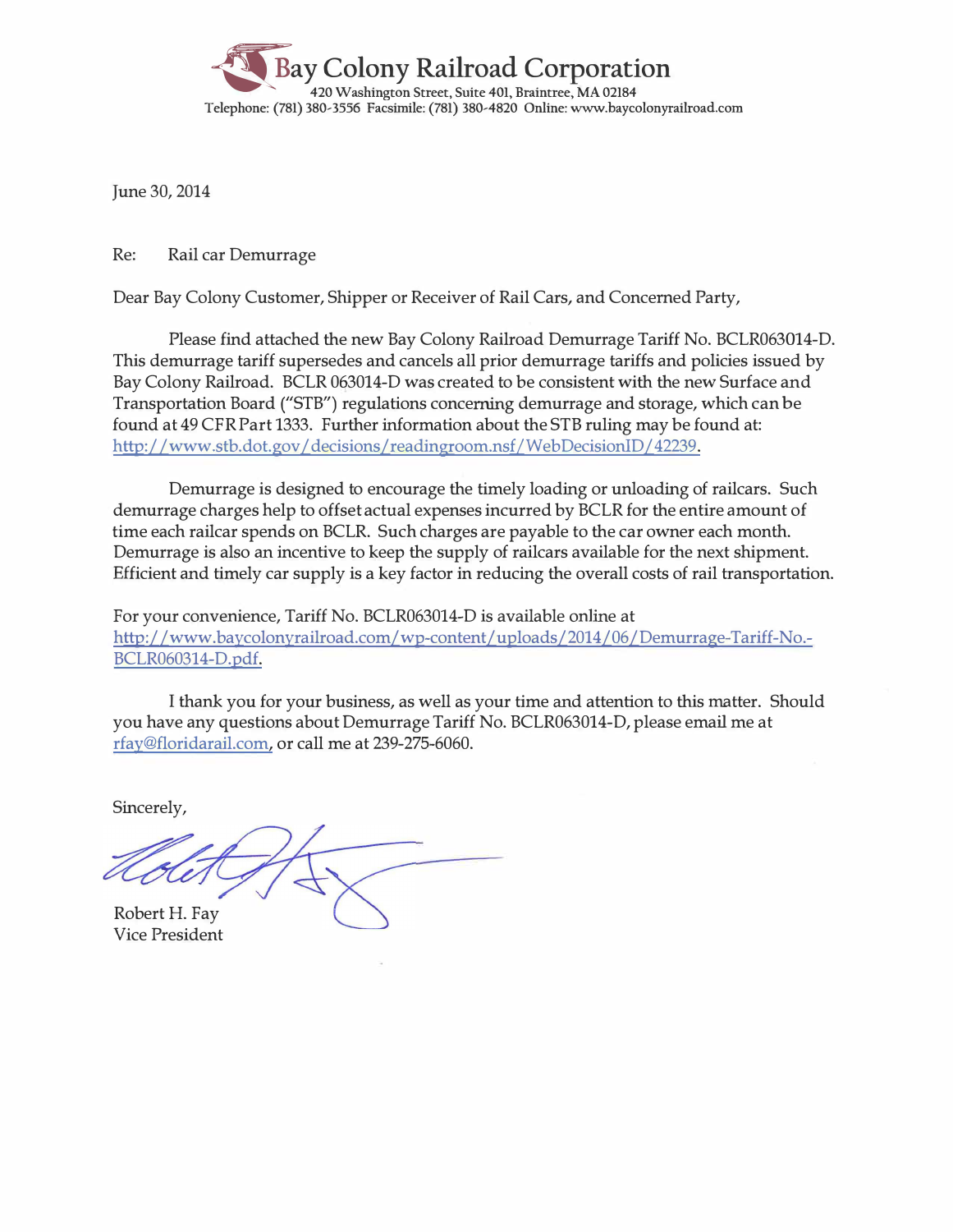# Bay Colony Railroad Corporation

420 Washington Street, Suite 401, Braintree, MA 02184
Telephone: (781) 380-3556 Facsimile: (781) 380-4820 Online: www.baycolonyrailroad.com

June 30, 2014

Re: Rail car Demurrage

Dear Bay Colony Customer, Shipper or Receiver of Rail Cars, and Concerned Party,

Please find attached the new Bay Colony Railroad Demurrage Tariff No. BCLR063014-D. This demurrage tariff supersedes and cancels all prior demurrage tariffs and policies issued by Bay Colony Railroad. BCLR 063014-D was created to be consistent with the new Surface and Transportation Board ("STB") regulations concerning demurrage and storage, which can be found at 49 CFR Part 1333. Further information about the STB ruling may be found at: http://www.stb.dot.gov/decisions/readingroom.nsf/WebDecisionID/42239.

Demurrage is designed to encourage the timely loading or unloading of railcars. Such demurrage charges help to offset actual expenses incurred by BCLR for the entire amount of time each railcar spends on BCLR. Such charges are payable to the car owner each month. Demurrage is also an incentive to keep the supply of railcars available for the next shipment. Efficient and timely car supply is a key factor in reducing the overall costs of rail transportation.

For your convenience, Tariff No. BCLR063014-D is available online at http://www.baycolonyrailroad.com/wp-content/uploads/2014/06/Demurrage-Tariff-No.-BCLR060314-D.pdf.

I thank you for your business, as well as your time and attention to this matter. Should you have any questions about Demurrage Tariff No. BCLR063014-D, please email me at rfay@floridarail.com, or call me at 239-275-6060.

Sincerely,

Robert H. Fay
Vice President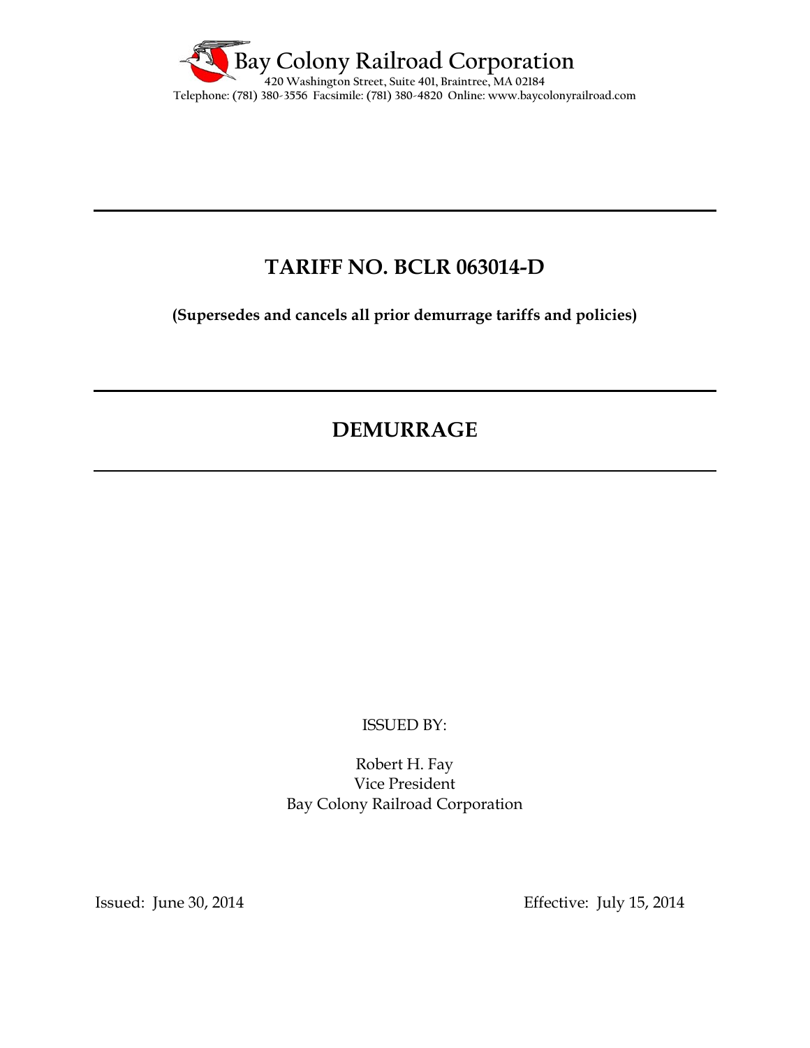Bay Colony Railroad Corporation
420 Washington Street, Suite 401, Braintree, MA 02184
Telephone: (781) 380-3556 Facsimile: (781) 380-4820 Online: www.baycolonyrailroad.com

---

# TARIFF NO. BCLR 063014-D

**(Supersedes and cancels all prior demurrage tariffs and policies)**

---

# DEMURRAGE

---

ISSUED BY:

Robert H. Fay
Vice President
Bay Colony Railroad Corporation

Issued: June 30, 2014

Effective: July 15, 2014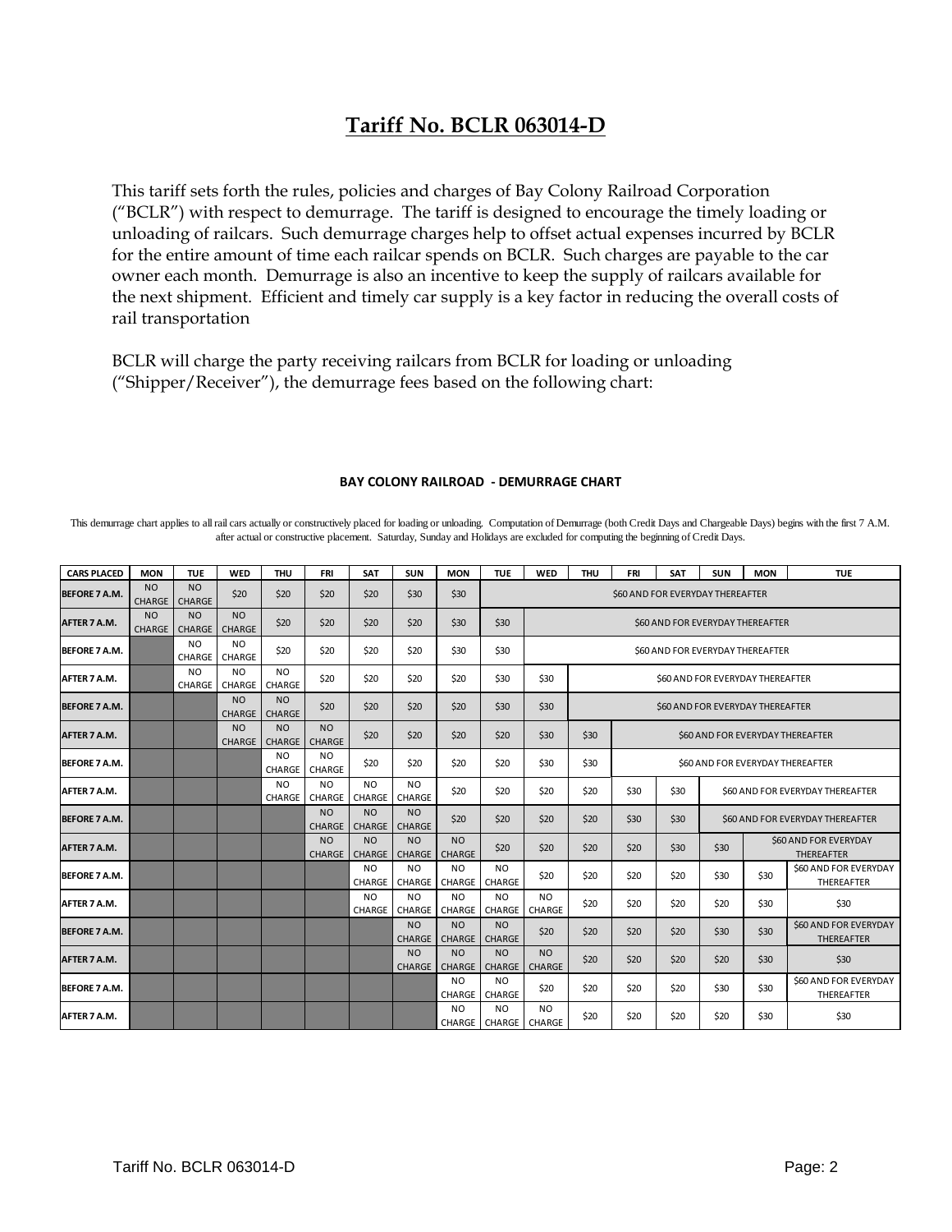# Tariff No. BCLR 063014-D

This tariff sets forth the rules, policies and charges of Bay Colony Railroad Corporation ("BCLR") with respect to demurrage. The tariff is designed to encourage the timely loading or unloading of railcars. Such demurrage charges help to offset actual expenses incurred by BCLR for the entire amount of time each railcar spends on BCLR. Such charges are payable to the car owner each month. Demurrage is also an incentive to keep the supply of railcars available for the next shipment. Efficient and timely car supply is a key factor in reducing the overall costs of rail transportation

BCLR will charge the party receiving railcars from BCLR for loading or unloading ("Shipper/Receiver"), the demurrage fees based on the following chart:

**BAY COLONY RAILROAD - DEMURRAGE CHART**

This demurrage chart applies to all rail cars actually or constructively placed for loading or unloading. Computation of Demurrage (both Credit Days and Chargeable Days) begins with the first 7 A.M. after actual or constructive placement. Saturday, Sunday and Holidays are excluded for computing the beginning of Credit Days.

| CARS PLACED | MON | TUE | WED | THU | FRI | SAT | SUN | MON | TUE | WED | THU | FRI | SAT | SUN | MON | TUE |
|---|---|---|---|---|---|---|---|---|---|---|---|---|---|---|---|---|
| BEFORE 7 A.M. | NO CHARGE | NO CHARGE | $20 | $20 | $20 | $20 | $30 | $30 | $60 AND FOR EVERYDAY THEREAFTER | | | | | | | |
| AFTER 7 A.M. | NO CHARGE | NO CHARGE | NO CHARGE | $20 | $20 | $20 | $20 | $30 | $30 | $60 AND FOR EVERYDAY THEREAFTER | | | | | | |
| BEFORE 7 A.M. | | NO CHARGE | NO CHARGE | $20 | $20 | $20 | $20 | $30 | $30 | $60 AND FOR EVERYDAY THEREAFTER | | | | | | |
| AFTER 7 A.M. | | NO CHARGE | NO CHARGE | NO CHARGE | $20 | $20 | $20 | $20 | $30 | $30 | $60 AND FOR EVERYDAY THEREAFTER | | | | | |
| BEFORE 7 A.M. | | | NO CHARGE | NO CHARGE | $20 | $20 | $20 | $20 | $30 | $30 | $60 AND FOR EVERYDAY THEREAFTER | | | | | |
| AFTER 7 A.M. | | | NO CHARGE | NO CHARGE | NO CHARGE | $20 | $20 | $20 | $20 | $30 | $30 | $60 AND FOR EVERYDAY THEREAFTER | | | | |
| BEFORE 7 A.M. | | | | NO CHARGE | NO CHARGE | $20 | $20 | $20 | $20 | $30 | $30 | $60 AND FOR EVERYDAY THEREAFTER | | | | |
| AFTER 7 A.M. | | | | NO CHARGE | NO CHARGE | NO CHARGE | NO CHARGE | $20 | $20 | $20 | $20 | $30 | $30 | $60 AND FOR EVERYDAY THEREAFTER | | |
| BEFORE 7 A.M. | | | | | NO CHARGE | NO CHARGE | NO CHARGE | $20 | $20 | $20 | $20 | $30 | $30 | $60 AND FOR EVERYDAY THEREAFTER | | |
| AFTER 7 A.M. | | | | | NO CHARGE | NO CHARGE | NO CHARGE | NO CHARGE | $20 | $20 | $20 | $20 | $30 | $30 | $60 AND FOR EVERYDAY THEREAFTER | |
| BEFORE 7 A.M. | | | | | | NO CHARGE | NO CHARGE | NO CHARGE | NO CHARGE | $20 | $20 | $20 | $20 | $30 | $30 | $60 AND FOR EVERYDAY THEREAFTER |
| AFTER 7 A.M. | | | | | | NO CHARGE | NO CHARGE | NO CHARGE | NO CHARGE | NO CHARGE | $20 | $20 | $20 | $20 | $30 | $30 |
| BEFORE 7 A.M. | | | | | | | NO CHARGE | NO CHARGE | NO CHARGE | $20 | $20 | $20 | $20 | $30 | $30 | $60 AND FOR EVERYDAY THEREAFTER |
| AFTER 7 A.M. | | | | | | | NO CHARGE | NO CHARGE | NO CHARGE | NO CHARGE | $20 | $20 | $20 | $20 | $30 | $30 |
| BEFORE 7 A.M. | | | | | | | | NO CHARGE | NO CHARGE | $20 | $20 | $20 | $20 | $30 | $30 | $60 AND FOR EVERYDAY THEREAFTER |
| AFTER 7 A.M. | | | | | | | | NO CHARGE | NO CHARGE | NO CHARGE | $20 | $20 | $20 | $20 | $30 | $30 |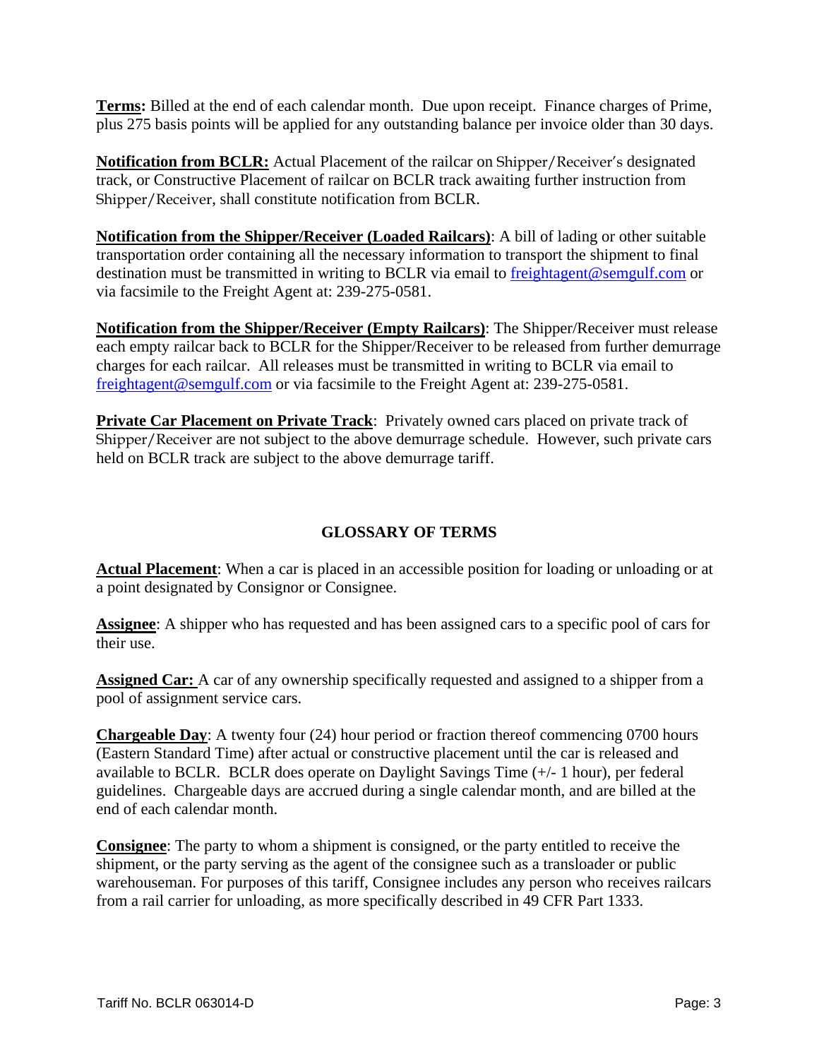**Terms:** Billed at the end of each calendar month. Due upon receipt. Finance charges of Prime, plus 275 basis points will be applied for any outstanding balance per invoice older than 30 days.

**Notification from BCLR:** Actual Placement of the railcar on Shipper/Receiver's designated track, or Constructive Placement of railcar on BCLR track awaiting further instruction from Shipper/Receiver, shall constitute notification from BCLR.

**Notification from the Shipper/Receiver (Loaded Railcars)**: A bill of lading or other suitable transportation order containing all the necessary information to transport the shipment to final destination must be transmitted in writing to BCLR via email to freightagent@semgulf.com or via facsimile to the Freight Agent at: 239-275-0581.

**Notification from the Shipper/Receiver (Empty Railcars)**: The Shipper/Receiver must release each empty railcar back to BCLR for the Shipper/Receiver to be released from further demurrage charges for each railcar. All releases must be transmitted in writing to BCLR via email to freightagent@semgulf.com or via facsimile to the Freight Agent at: 239-275-0581.

**Private Car Placement on Private Track**: Privately owned cars placed on private track of Shipper/Receiver are not subject to the above demurrage schedule. However, such private cars held on BCLR track are subject to the above demurrage tariff.

## GLOSSARY OF TERMS

**Actual Placement**: When a car is placed in an accessible position for loading or unloading or at a point designated by Consignor or Consignee.

**Assignee**: A shipper who has requested and has been assigned cars to a specific pool of cars for their use.

**Assigned Car:** A car of any ownership specifically requested and assigned to a shipper from a pool of assignment service cars.

**Chargeable Day**: A twenty four (24) hour period or fraction thereof commencing 0700 hours (Eastern Standard Time) after actual or constructive placement until the car is released and available to BCLR. BCLR does operate on Daylight Savings Time (+/- 1 hour), per federal guidelines. Chargeable days are accrued during a single calendar month, and are billed at the end of each calendar month.

**Consignee**: The party to whom a shipment is consigned, or the party entitled to receive the shipment, or the party serving as the agent of the consignee such as a transloader or public warehouseman. For purposes of this tariff, Consignee includes any person who receives railcars from a rail carrier for unloading, as more specifically described in 49 CFR Part 1333.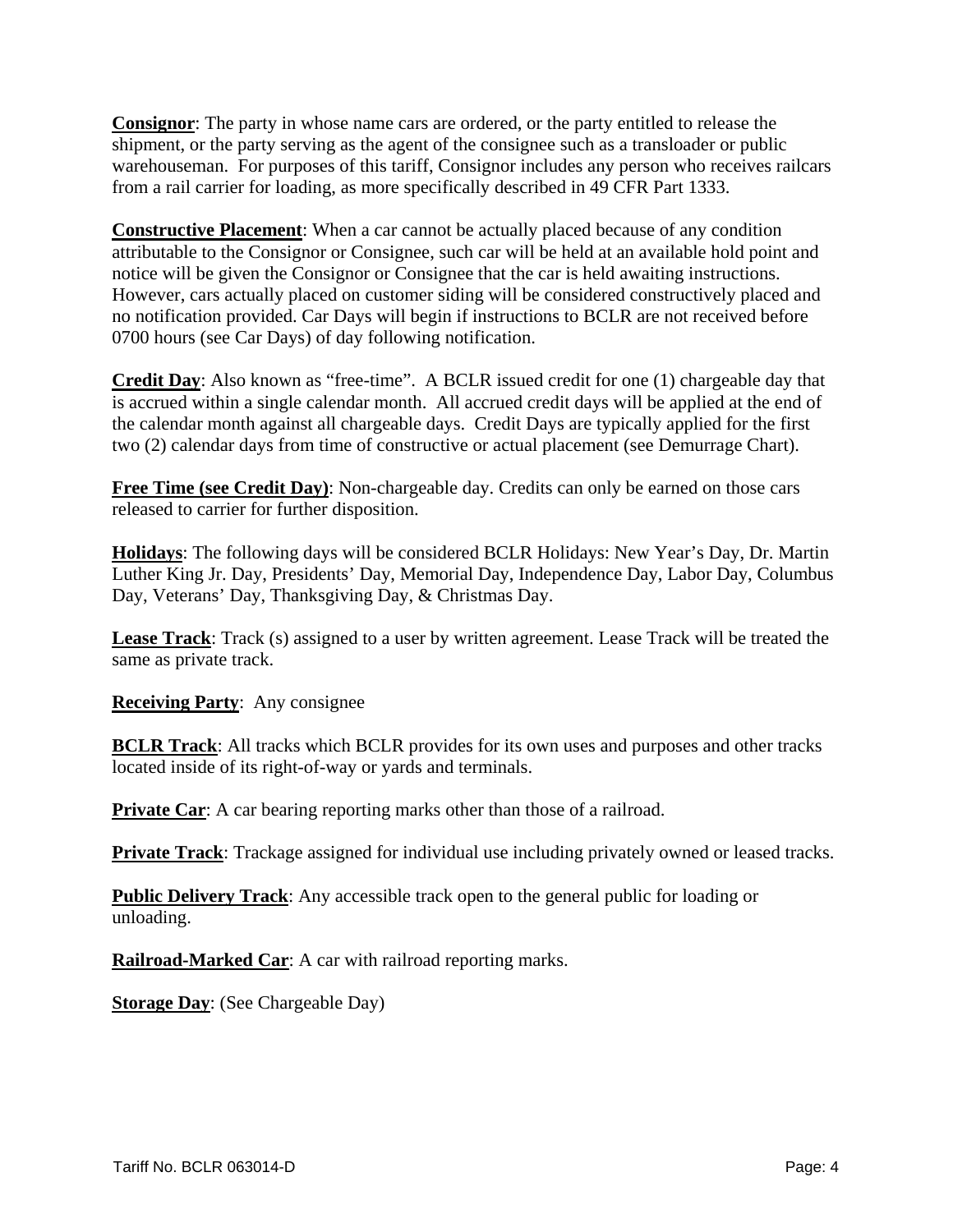**Consignor**: The party in whose name cars are ordered, or the party entitled to release the shipment, or the party serving as the agent of the consignee such as a transloader or public warehouseman. For purposes of this tariff, Consignor includes any person who receives railcars from a rail carrier for loading, as more specifically described in 49 CFR Part 1333.

**Constructive Placement**: When a car cannot be actually placed because of any condition attributable to the Consignor or Consignee, such car will be held at an available hold point and notice will be given the Consignor or Consignee that the car is held awaiting instructions. However, cars actually placed on customer siding will be considered constructively placed and no notification provided. Car Days will begin if instructions to BCLR are not received before 0700 hours (see Car Days) of day following notification.

**Credit Day**: Also known as "free-time". A BCLR issued credit for one (1) chargeable day that is accrued within a single calendar month. All accrued credit days will be applied at the end of the calendar month against all chargeable days. Credit Days are typically applied for the first two (2) calendar days from time of constructive or actual placement (see Demurrage Chart).

**Free Time (see Credit Day)**: Non-chargeable day. Credits can only be earned on those cars released to carrier for further disposition.

**Holidays**: The following days will be considered BCLR Holidays: New Year's Day, Dr. Martin Luther King Jr. Day, Presidents' Day, Memorial Day, Independence Day, Labor Day, Columbus Day, Veterans' Day, Thanksgiving Day, & Christmas Day.

**Lease Track**: Track (s) assigned to a user by written agreement. Lease Track will be treated the same as private track.

**Receiving Party**: Any consignee

**BCLR Track**: All tracks which BCLR provides for its own uses and purposes and other tracks located inside of its right-of-way or yards and terminals.

**Private Car**: A car bearing reporting marks other than those of a railroad.

**Private Track**: Trackage assigned for individual use including privately owned or leased tracks.

**Public Delivery Track**: Any accessible track open to the general public for loading or unloading.

**Railroad-Marked Car**: A car with railroad reporting marks.

**Storage Day**: (See Chargeable Day)